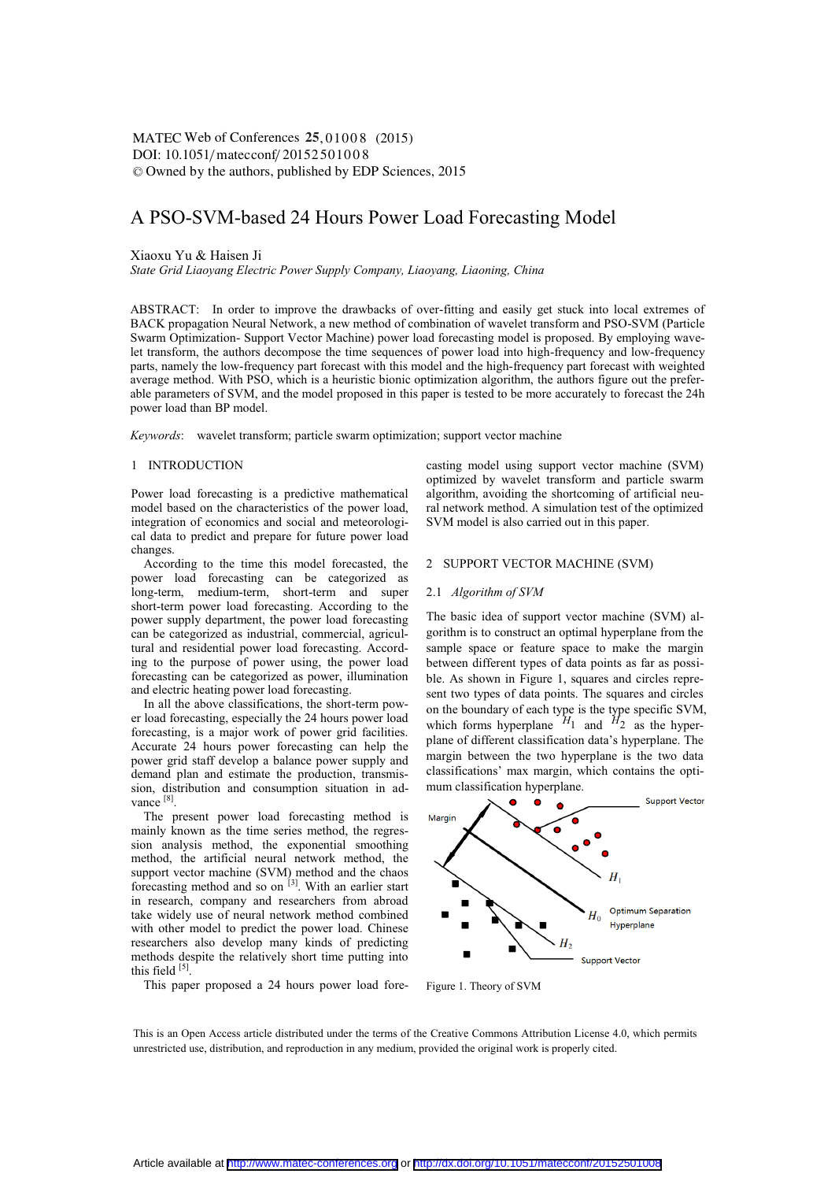# A PSO-SVM-based 24 Hours Power Load Forecasting Model

Xiaoxu Yu & Haisen Ji

*State Grid Liaoyang Electric Power Supply Company, Liaoyang, Liaoning, China*

ABSTRACT: In order to improve the drawbacks of over-fitting and easily get stuck into local extremes of BACK propagation Neural Network, a new method of combination of wavelet transform and PSO-SVM (Particle Swarm Optimization- Support Vector Machine) power load forecasting model is proposed. By employing wavelet transform, the authors decompose the time sequences of power load into high-frequency and low-frequency parts, namely the low-frequency part forecast with this model and the high-frequency part forecast with weighted average method. With PSO, which is a heuristic bionic optimization algorithm, the authors figure out the preferable parameters of SVM, and the model proposed in this paper is tested to be more accurately to forecast the 24h power load than BP model.

*Keywords*: wavelet transform; particle swarm optimization; support vector machine

## 1 INTRODUCTION

Power load forecasting is a predictive mathematical model based on the characteristics of the power load, integration of economics and social and meteorological data to predict and prepare for future power load changes.

According to the time this model forecasted, the power load forecasting can be categorized as long-term, medium-term, short-term and super short-term power load forecasting. According to the power supply department, the power load forecasting can be categorized as industrial, commercial, agricultural and residential power load forecasting. According to the purpose of power using, the power load forecasting can be categorized as power, illumination and electric heating power load forecasting.

In all the above classifications, the short-term power load forecasting, especially the 24 hours power load forecasting, is a major work of power grid facilities. Accurate 24 hours power forecasting can help the power grid staff develop a balance power supply and demand plan and estimate the production, transmission, distribution and consumption situation in advance [8].

The present power load forecasting method is mainly known as the time series method, the regression analysis method, the exponential smoothing method, the artificial neural network method, the support vector machine (SVM) method and the chaos forecasting method and so on [3]. With an earlier start in research, company and researchers from abroad take widely use of neural network method combined with other model to predict the power load. Chinese researchers also develop many kinds of predicting methods despite the relatively short time putting into this field [5].

This paper proposed a 24 hours power load forecasting model using support vector machine (SVM) optimized by wavelet transform and particle swarm algorithm, avoiding the shortcoming of artificial neural network method. A simulation test of the optimized SVM model is also carried out in this paper.

## 2 SUPPORT VECTOR MACHINE (SVM)

### 2.1 *Algorithm of SVM*

The basic idea of support vector machine (SVM) algorithm is to construct an optimal hyperplane from the sample space or feature space to make the margin between different types of data points as far as possible. As shown in Figure 1, squares and circles represent two types of data points. The squares and circles on the boundary of each type is the type specific SVM, which forms hyperplane $H_1$ and $H_2$ as the hyperplane of different classification data's hyperplane. The margin between the two hyperplane is the two data classifications' max margin, which contains the optimum classification hyperplane.

Support Vector
Margin
$H_1$
$H_0$ Optimum Separation Hyperplane
$H_2$
Support Vector

Figure 1. Theory of SVM

This is an Open Access article distributed under the terms of the Creative Commons Attribution License 4.0, which permits unrestricted use, distribution, and reproduction in any medium, provided the original work is properly cited.

Article available at http://www.matec-conferences.org or http://dx.doi.org/10.1051/matecconf/20152501008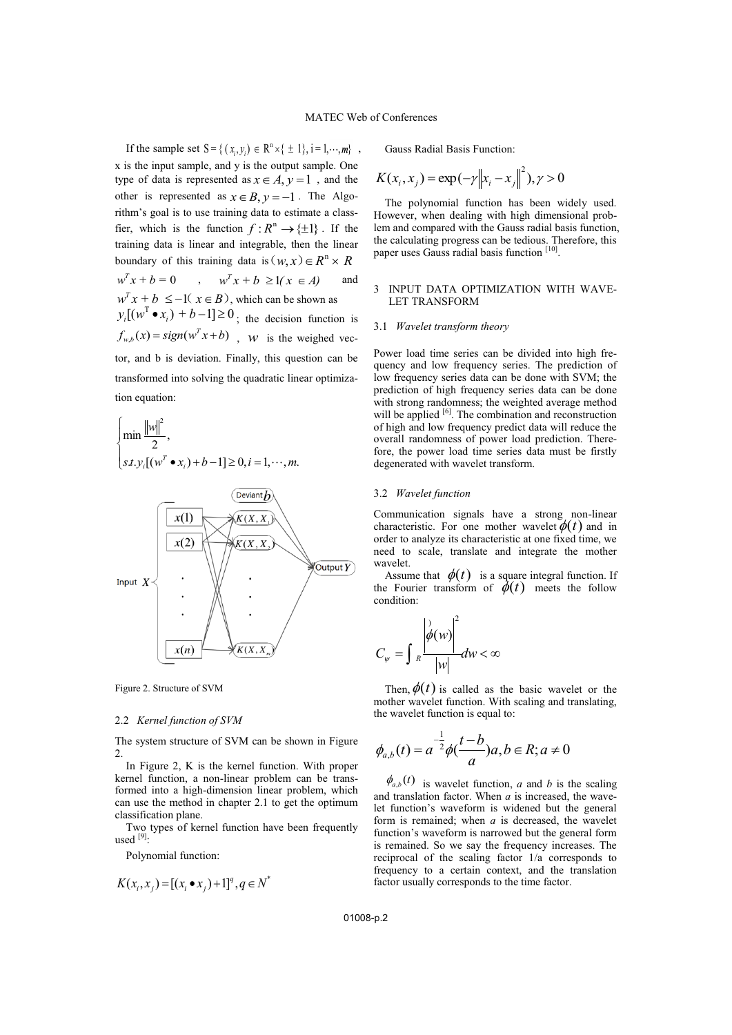If the sample set $S = \{(x_i, y_i) \in R^n \times \{\pm 1\}, i = 1, \cdots, m\}$, x is the input sample, and y is the output sample. One type of data is represented as $x \in A, y = 1$, and the other is represented as $x \in B, y = -1$. The Algorithm's goal is to use training data to estimate a classifier, which is the function $f: R^n \to \{\pm 1\}$. If the training data is linear and integrable, then the linear boundary of this training data is $(w, x) \in R^n \times R$ $w^T x + b = 0$, $w^T x + b \geq 1(x \in A)$ and $w^T x + b \leq -1(x \in B)$, which can be shown as $y_i[(w^T \bullet x_i) + b - 1] \geq 0$; the decision function is $f_{w,b}(x) = sign(w^T x + b)$, $w$ is the weighed vector, and b is deviation. Finally, this question can be transformed into solving the quadratic linear optimization equation:

$$
\begin{cases}
\min \dfrac{\|w\|^2}{2}, \\
s.t. y_i[(w^T \bullet x_i) + b - 1] \geq 0, i = 1, \cdots, m.
\end{cases}
$$

Figure 2. Structure of SVM

### 2.2 *Kernel function of SVM*

The system structure of SVM can be shown in Figure 2.

In Figure 2, K is the kernel function. With proper kernel function, a non-linear problem can be transformed into a high-dimension linear problem, which can use the method in chapter 2.1 to get the optimum classification plane.

Two types of kernel function have been frequently used [9]:

Polynomial function:

$$K(x_i, x_j) = [(x_i \bullet x_j) + 1]^q, q \in N^*$$

Gauss Radial Basis Function:

$$K(x_i, x_j) = \exp(-\gamma \|x_i - x_j\|^2), \gamma > 0$$

The polynomial function has been widely used. However, when dealing with high dimensional problem and compared with the Gauss radial basis function, the calculating progress can be tedious. Therefore, this paper uses Gauss radial basis function [10].

## 3 INPUT DATA OPTIMIZATION WITH WAVELET TRANSFORM

### 3.1 *Wavelet transform theory*

Power load time series can be divided into high frequency and low frequency series. The prediction of low frequency series data can be done with SVM; the prediction of high frequency series data can be done with strong randomness; the weighted average method will be applied [6]. The combination and reconstruction of high and low frequency predict data will reduce the overall randomness of power load prediction. Therefore, the power load time series data must be firstly degenerated with wavelet transform.

### 3.2 *Wavelet function*

Communication signals have a strong non-linear characteristic. For one mother wavelet $\phi(t)$ and in order to analyze its characteristic at one fixed time, we need to scale, translate and integrate the mother wavelet.

Assume that $\phi(t)$ is a square integral function. If the Fourier transform of $\phi(t)$ meets the follow condition:

$$C_\psi = \int_R \frac{\left|\hat{\phi}(w)\right|^2}{|w|} dw < \infty$$

Then, $\phi(t)$ is called as the basic wavelet or the mother wavelet function. With scaling and translating, the wavelet function is equal to:

$$\phi_{a,b}(t) = a^{-\frac{1}{2}} \phi\left(\frac{t-b}{a}\right) a, b \in R; a \neq 0$$

$\phi_{a,b}(t)$ is wavelet function, *a* and *b* is the scaling and translation factor. When *a* is increased, the wavelet function's waveform is widened but the general form is remained; when *a* is decreased, the wavelet function's waveform is narrowed but the general form is remained. So we say the frequency increases. The reciprocal of the scaling factor 1/a corresponds to frequency to a certain context, and the translation factor usually corresponds to the time factor.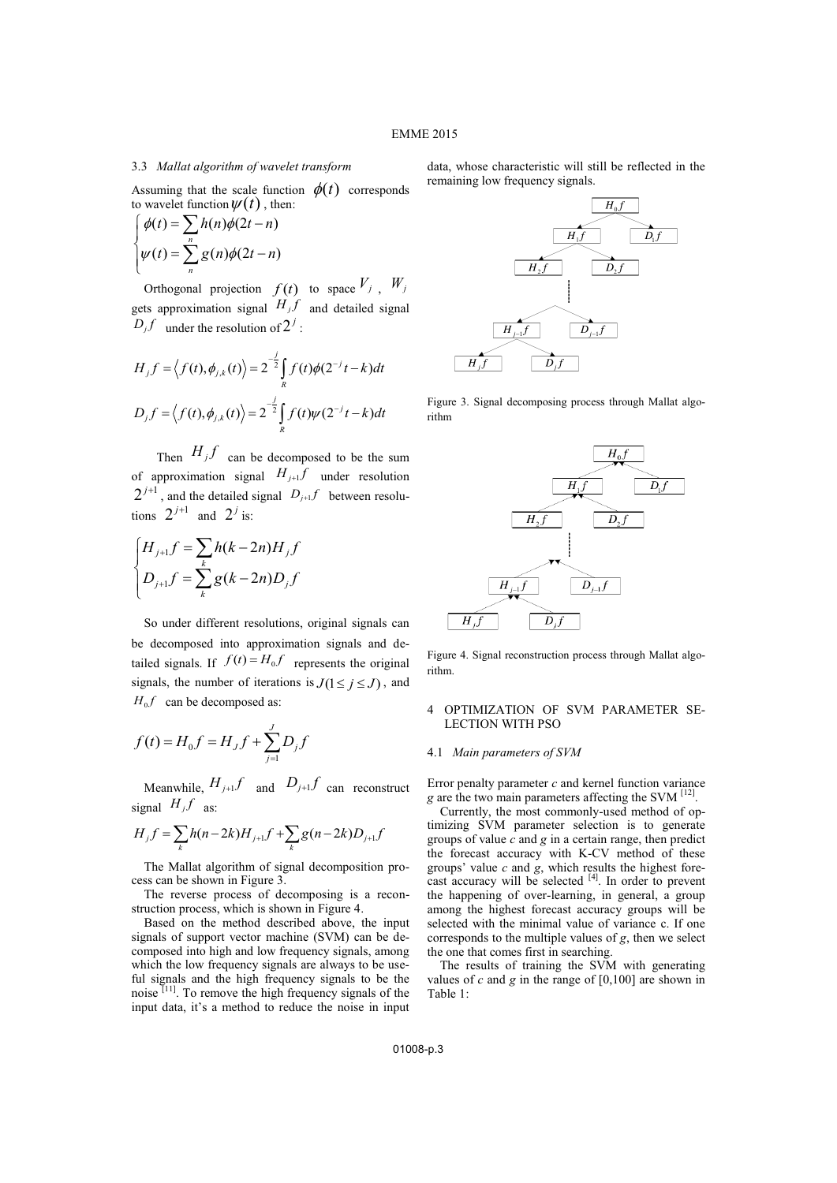### 3.3 *Mallat algorithm of wavelet transform*

Assuming that the scale function $\phi(t)$ corresponds to wavelet function $\psi(t)$, then:

$$\begin{cases} \phi(t) = \sum_n h(n)\phi(2t-n) \\ \psi(t) = \sum_n g(n)\phi(2t-n) \end{cases}$$

Orthogonal projection $f(t)$ to space $V_j$, $W_j$ gets approximation signal $H_j f$ and detailed signal $D_j f$ under the resolution of $2^j$:

$$H_j f = \left\langle f(t), \phi_{j,k}(t) \right\rangle = 2^{-\frac{j}{2}} \int_R f(t)\phi(2^{-j}t-k)dt$$

$$D_j f = \left\langle f(t), \phi_{j,k}(t) \right\rangle = 2^{-\frac{j}{2}} \int_R f(t)\psi(2^{-j}t-k)dt$$

Then $H_j f$ can be decomposed to be the sum of approximation signal $H_{j+1} f$ under resolution $2^{j+1}$, and the detailed signal $D_{j+1} f$ between resolutions $2^{j+1}$ and $2^j$ is:

$$\begin{cases} H_{j+1} f = \sum_k h(k-2n) H_j f \\ D_{j+1} f = \sum_k g(k-2n) D_j f \end{cases}$$

So under different resolutions, original signals can be decomposed into approximation signals and detailed signals. If $f(t) = H_0 f$ represents the original signals, the number of iterations is $J(1 \le j \le J)$, and $H_0 f$ can be decomposed as:

$$f(t) = H_0 f = H_J f + \sum_{j=1}^{J} D_j f$$

Meanwhile, $H_{j+1} f$ and $D_{j+1} f$ can reconstruct signal $H_j f$ as:

$$H_j f = \sum_k h(n-2k) H_{j+1} f + \sum_k g(n-2k) D_{j+1} f$$

The Mallat algorithm of signal decomposition process can be shown in Figure 3.

The reverse process of decomposing is a reconstruction process, which is shown in Figure 4.

Based on the method described above, the input signals of support vector machine (SVM) can be decomposed into high and low frequency signals, among which the low frequency signals are always to be useful signals and the high frequency signals to be the noise [11]. To remove the high frequency signals of the input data, it's a method to reduce the noise in input data, whose characteristic will still be reflected in the remaining low frequency signals.

Figure 3. Signal decomposing process through Mallat algorithm

Figure 4. Signal reconstruction process through Mallat algorithm.

## 4 OPTIMIZATION OF SVM PARAMETER SELECTION WITH PSO

### 4.1 *Main parameters of SVM*

Error penalty parameter *c* and kernel function variance *g* are the two main parameters affecting the SVM [12].

Currently, the most commonly-used method of optimizing SVM parameter selection is to generate groups of value *c* and *g* in a certain range, then predict the forecast accuracy with K-CV method of these groups' value *c* and *g*, which results the highest forecast accuracy will be selected [4]. In order to prevent the happening of over-learning, in general, a group among the highest forecast accuracy groups will be selected with the minimal value of variance c. If one corresponds to the multiple values of *g*, then we select the one that comes first in searching.

The results of training the SVM with generating values of *c* and *g* in the range of [0,100] are shown in Table 1: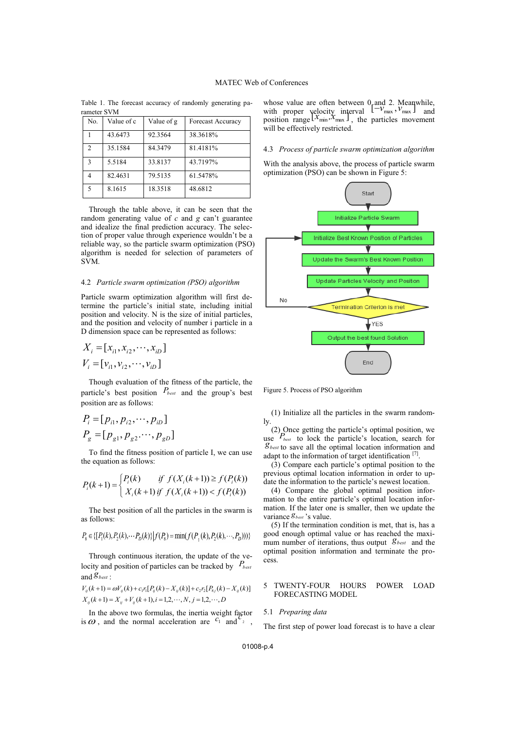Table 1. The forecast accuracy of randomly generating parameter SVM

| No. | Value of c | Value of g | Forecast Accuracy |
|---|---|---|---|
| 1 | 43.6473 | 92.3564 | 38.3618% |
| 2 | 35.1584 | 84.3479 | 81.4181% |
| 3 | 5.5184 | 33.8137 | 43.7197% |
| 4 | 82.4631 | 79.5135 | 61.5478% |
| 5 | 8.1615 | 18.3518 | 48.6812 |

Through the table above, it can be seen that the random generating value of *c* and *g* can't guarantee and idealize the final prediction accuracy. The selection of proper value through experience wouldn't be a reliable way, so the particle swarm optimization (PSO) algorithm is needed for selection of parameters of SVM.

### 4.2 *Particle swarm optimization (PSO) algorithm*

Particle swarm optimization algorithm will first determine the particle's initial state, including initial position and velocity. N is the size of initial particles, and the position and velocity of number i particle in a D dimension space can be represented as follows:

$$X_i = [x_{i1}, x_{i2}, \cdots, x_{iD}]$$
$$V_i = [v_{i1}, v_{i2}, \cdots, v_{iD}]$$

Though evaluation of the fitness of the particle, the particle's best position $P_{best}$ and the group's best position are as follows:

$$P_i = [p_{i1}, p_{i2}, \cdots, p_{iD}]$$
$$P_g = [p_{g1}, p_{g2}, \cdots, p_{gD}]$$

To find the fitness position of particle I, we can use the equation as follows:

$$P_i(k+1) = \begin{cases} P_i(k) & if \ f(X_i(k+1)) \geq f(P_i(k)) \\ X_i(k+1) & if \ f(X_i(k+1)) < f(P_i(k)) \end{cases}$$

The best position of all the particles in the swarm is as follows:

$$P_g \in \{[P_1(k), P_2(k), \cdots P_D(k)] \mid f(P_g) = \min(f(P_1(k), P_2(k), \cdots, P_D))\}$$

Through continuous iteration, the update of the velocity and position of particles can be tracked by $P_{best}$ and $g_{best}$:

$$V_{ij}(k+1) = \omega V_{ij}(k) + c_1 r_1 [P_{ij}(k) - X_{ij}(k)] + c_2 r_2 [P_{gj}(k) - X_{ij}(k)]$$
$$X_{ij}(k+1) = X_{ij} + V_{ij}(k+1), i = 1,2,\cdots,N, j = 1,2,\cdots,D$$

In the above two formulas, the inertia weight factor is $\omega$, and the normal acceleration are $c_1$ and $c_2$, whose value are often between 0 and 2. Meanwhile, with proper velocity interval $[-v_{max}, v_{max}]$ and position range $[x_{min}, x_{max}]$, the particles movement will be effectively restricted.

### 4.3 *Process of particle swarm optimization algorithm*

With the analysis above, the process of particle swarm optimization (PSO) can be shown in Figure 5:

Start → Initialize Particle Swarm → Initialize Best Known Position of Particles → Update the Swarm's Best Known Position → Update Particles Velocity and Position → Termination Criterion is met (No: back to Initialize Best Known Position of Particles; YES) → Output the best found Solution → End

Figure 5. Process of PSO algorithm

(1) Initialize all the particles in the swarm randomly.

(2) Once getting the particle's optimal position, we use $P_{best}$ to lock the particle's location, search for $g_{best}$ to save all the optimal location information and adapt to the information of target identification [7].

(3) Compare each particle's optimal position to the previous optimal location information in order to update the information to the particle's newest location.

(4) Compare the global optimal position information to the entire particle's optimal location information. If the later one is smaller, then we update the variance $g_{best}$'s value.

(5) If the termination condition is met, that is, has a good enough optimal value or has reached the maximum number of iterations, thus output $g_{best}$ and the optimal position information and terminate the process.

## 5 TWENTY-FOUR HOURS POWER LOAD FORECASTING MODEL

### 5.1 *Preparing data*

The first step of power load forecast is to have a clear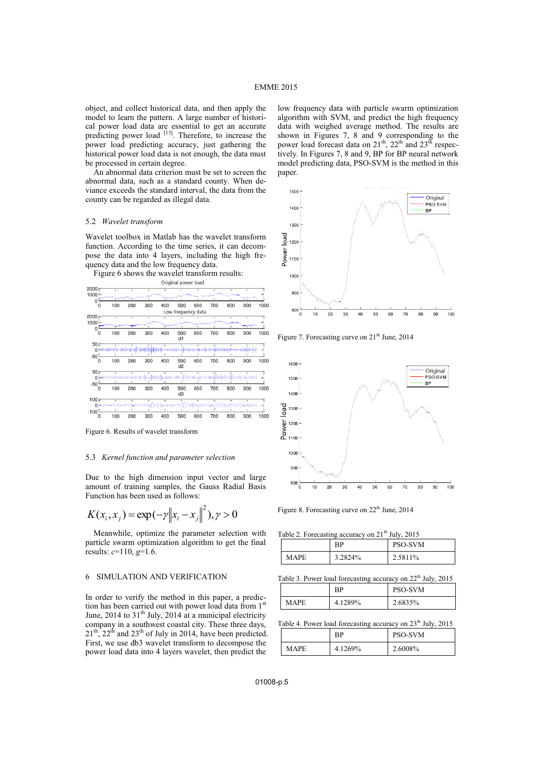object, and collect historical data, and then apply the model to learn the pattern. A large number of historical power load data are essential to get an accurate predicting power load [13]. Therefore, to increase the power load predicting accuracy, just gathering the historical power load data is not enough, the data must be processed in certain degree.

An abnormal data criterion must be set to screen the abnormal data, such as a standard county. When deviance exceeds the standard interval, the data from the county can be regarded as illegal data.

### 5.2 *Wavelet transform*

Wavelet toolbox in Matlab has the wavelet transform function. According to the time series, it can decompose the data into 4 layers, including the high frequency data and the low frequency data.

Figure 6 shows the wavelet transform results:

Figure 6. Results of wavelet transform

### 5.3 *Kernel function and parameter selection*

Due to the high dimension input vector and large amount of training samples, the Gauss Radial Basis Function has been used as follows:

$$K(x_i, x_j) = \exp(-\gamma \|x_i - x_j\|^2), \gamma > 0$$

Meanwhile, optimize the parameter selection with particle swarm optimization algorithm to get the final results: *c*=110, *g*=1.6.

## 6 SIMULATION AND VERIFICATION

In order to verify the method in this paper, a prediction has been carried out with power load data from 1st June, 2014 to 31th July, 2014 at a municipal electricity company in a southwest coastal city. These three days, 21th, 22th and 23th of July in 2014, have been predicted. First, we use db3 wavelet transform to decompose the power load data into 4 layers wavelet, then predict the low frequency data with particle swarm optimization algorithm with SVM, and predict the high frequency data with weighed average method. The results are shown in Figures 7, 8 and 9 corresponding to the power load forecast data on 21th, 22th and 23th respectively. In Figures 7, 8 and 9, BP for BP neural network model predicting data, PSO-SVM is the method in this paper.

Figure 7. Forecasting curve on 21th June, 2014

Figure 8. Forecasting curve on 22th June, 2014

Table 2. Forecasting accuracy on 21th July, 2015

| | BP | PSO-SVM |
|---|---|---|
| MAPE | 3.2824% | 2.5811% |

Table 3. Power load forecasting accuracy on 22th July, 2015

| | BP | PSO-SVM |
|---|---|---|
| MAPE | 4.1289% | 2.6835% |

Table 4. Power load forecasting accuracy on 23th July, 2015

| | BP | PSO-SVM |
|---|---|---|
| MAPE | 4.1269% | 2.6008% |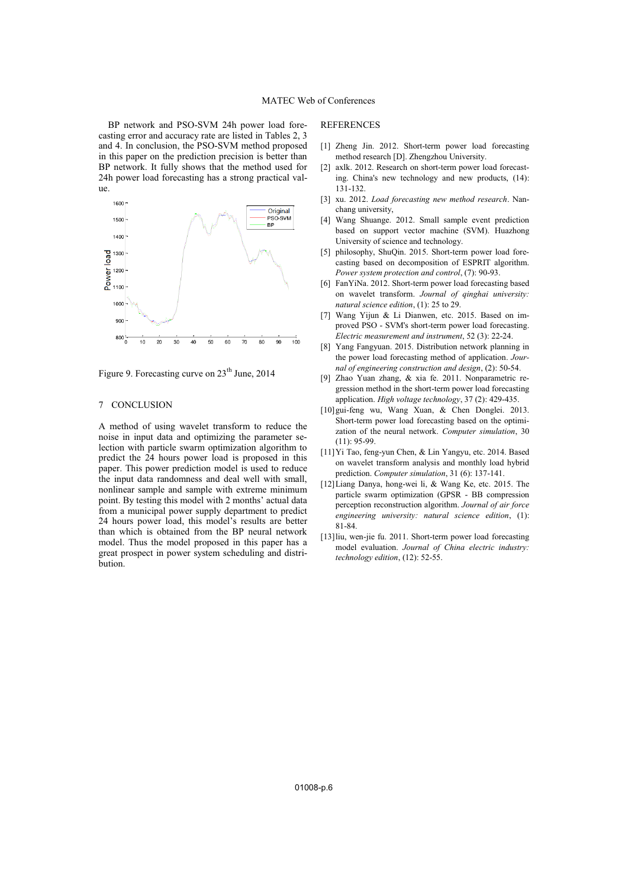BP network and PSO-SVM 24h power load forecasting error and accuracy rate are listed in Tables 2, 3 and 4. In conclusion, the PSO-SVM method proposed in this paper on the prediction precision is better than BP network. It fully shows that the method used for 24h power load forecasting has a strong practical value.

1600
1500
1400
1300
1200
1100
1000
900
800
Power load
0 10 20 30 40 50 60 70 80 90 100
Original
PSO-SVM
BP

Figure 9. Forecasting curve on 23th June, 2014

## 7 CONCLUSION

A method of using wavelet transform to reduce the noise in input data and optimizing the parameter selection with particle swarm optimization algorithm to predict the 24 hours power load is proposed in this paper. This power prediction model is used to reduce the input data randomness and deal well with small, nonlinear sample and sample with extreme minimum point. By testing this model with 2 months' actual data from a municipal power supply department to predict 24 hours power load, this model's results are better than which is obtained from the BP neural network model. Thus the model proposed in this paper has a great prospect in power system scheduling and distribution.

## REFERENCES

[1] Zheng Jin. 2012. Short-term power load forecasting method research [D]. Zhengzhou University.

[2] axlk. 2012. Research on short-term power load forecasting. China's new technology and new products, (14): 131-132.

[3] xu. 2012. *Load forecasting new method research*. Nanchang university,

[4] Wang Shuange. 2012. Small sample event prediction based on support vector machine (SVM). Huazhong University of science and technology.

[5] philosophy, ShuQin. 2015. Short-term power load forecasting based on decomposition of ESPRIT algorithm. *Power system protection and control*, (7): 90-93.

[6] FanYiNa. 2012. Short-term power load forecasting based on wavelet transform. *Journal of qinghai university: natural science edition*, (1): 25 to 29.

[7] Wang Yijun & Li Dianwen, etc. 2015. Based on improved PSO - SVM's short-term power load forecasting. *Electric measurement and instrument*, 52 (3): 22-24.

[8] Yang Fangyuan. 2015. Distribution network planning in the power load forecasting method of application. *Journal of engineering construction and design*, (2): 50-54.

[9] Zhao Yuan zhang, & xia fe. 2011. Nonparametric regression method in the short-term power load forecasting application. *High voltage technology*, 37 (2): 429-435.

[10] gui-feng wu, Wang Xuan, & Chen Donglei. 2013. Short-term power load forecasting based on the optimization of the neural network. *Computer simulation*, 30 (11): 95-99.

[11] Yi Tao, feng-yun Chen, & Lin Yangyu, etc. 2014. Based on wavelet transform analysis and monthly load hybrid prediction. *Computer simulation*, 31 (6): 137-141.

[12] Liang Danya, hong-wei li, & Wang Ke, etc. 2015. The particle swarm optimization (GPSR - BB compression perception reconstruction algorithm. *Journal of air force engineering university: natural science edition*, (1): 81-84.

[13] liu, wen-jie fu. 2011. Short-term power load forecasting model evaluation. *Journal of China electric industry: technology edition*, (12): 52-55.